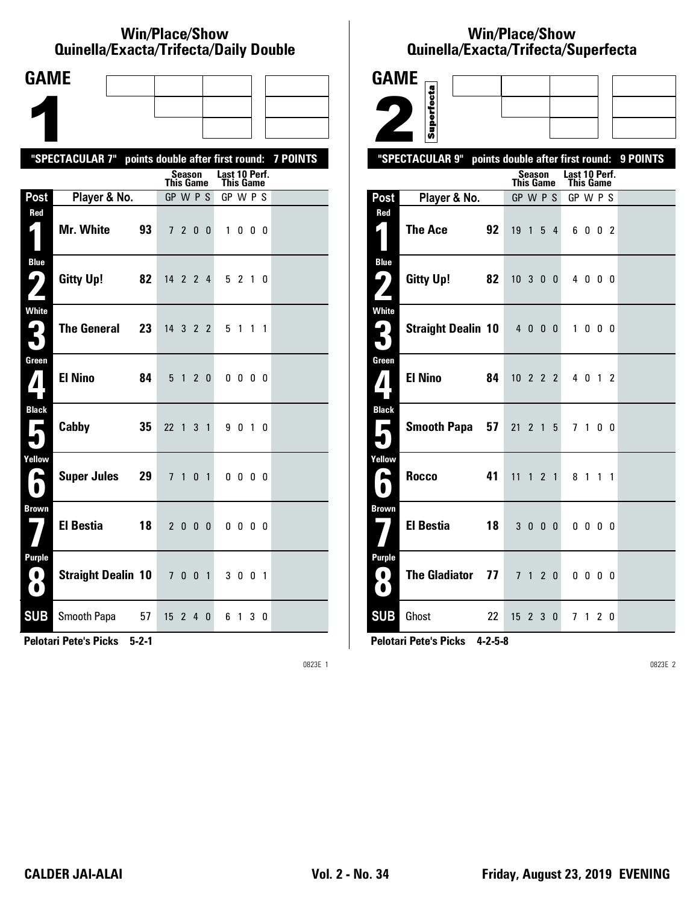## Win/Place/Show
## Quinella/Exacta/Trifecta/Daily Double

# GAME 1

"SPECTACULAR 7" points double after first round: 7 POINTS

| Post | Player & No. | | Season This Game GP W P S | Last 10 Perf. This Game GP W P S |
|---|---|---|---|---|
| Red 1 | Mr. White | 93 | 7 2 0 0 | 1 0 0 0 |
| Blue 2 | Gitty Up! | 82 | 14 2 2 4 | 5 2 1 0 |
| White 3 | The General | 23 | 14 3 2 2 | 5 1 1 1 |
| Green 4 | El Nino | 84 | 5 1 2 0 | 0 0 0 0 |
| Black 5 | Cabby | 35 | 22 1 3 1 | 9 0 1 0 |
| Yellow 6 | Super Jules | 29 | 7 1 0 1 | 0 0 0 0 |
| Brown 7 | El Bestia | 18 | 2 0 0 0 | 0 0 0 0 |
| Purple 8 | Straight Dealin | 10 | 7 0 0 1 | 3 0 0 1 |
| SUB | Smooth Papa | 57 | 15 2 4 0 | 6 1 3 0 |

**Pelotari Pete's Picks 5-2-1**

## Win/Place/Show
## Quinella/Exacta/Trifecta/Superfecta

# GAME 2

Superfecta

"SPECTACULAR 9" points double after first round: 9 POINTS

| Post | Player & No. | | Season This Game GP W P S | Last 10 Perf. This Game GP W P S |
|---|---|---|---|---|
| Red 1 | The Ace | 92 | 19 1 5 4 | 6 0 0 2 |
| Blue 2 | Gitty Up! | 82 | 10 3 0 0 | 4 0 0 0 |
| White 3 | Straight Dealin | 10 | 4 0 0 0 | 1 0 0 0 |
| Green 4 | El Nino | 84 | 10 2 2 2 | 4 0 1 2 |
| Black 5 | Smooth Papa | 57 | 21 2 1 5 | 7 1 0 0 |
| Yellow 6 | Rocco | 41 | 11 1 2 1 | 8 1 1 1 |
| Brown 7 | El Bestia | 18 | 3 0 0 0 | 0 0 0 0 |
| Purple 8 | The Gladiator | 77 | 7 1 2 0 | 0 0 0 0 |
| SUB | Ghost | 22 | 15 2 3 0 | 7 1 2 0 |

**Pelotari Pete's Picks 4-2-5-8**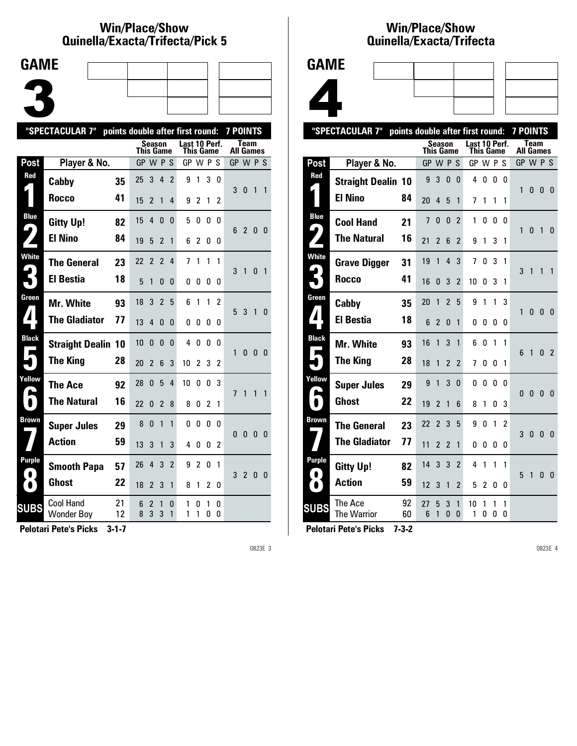## Win/Place/Show Quinella/Exacta/Trifecta/Pick 5

# GAME 3

"SPECTACULAR 7" points double after first round: 7 POINTS

| Post | Player & No. | | Season This Game GP W P S | Last 10 Perf. This Game GP W P S | Team All Games GP W P S |
|---|---|---|---|---|---|
| Red 1 | Cabby | 35 | 25 3 4 2 | 9 1 3 0 | 3 0 1 1 |
| | Rocco | 41 | 15 2 1 4 | 9 2 1 2 | |
| Blue 2 | Gitty Up! | 82 | 15 4 0 0 | 5 0 0 0 | 6 2 0 0 |
| | El Nino | 84 | 19 5 2 1 | 6 2 0 0 | |
| White 3 | The General | 23 | 22 2 2 4 | 7 1 1 1 | 3 1 0 1 |
| | El Bestia | 18 | 5 1 0 0 | 0 0 0 0 | |
| Green 4 | Mr. White | 93 | 18 3 2 5 | 6 1 1 2 | 5 3 1 0 |
| | The Gladiator | 77 | 13 4 0 0 | 0 0 0 0 | |
| Black 5 | Straight Dealin | 10 | 10 0 0 0 | 4 0 0 0 | 1 0 0 0 |
| | The King | 28 | 20 2 6 3 | 10 2 3 2 | |
| Yellow 6 | The Ace | 92 | 28 0 5 4 | 10 0 0 3 | 7 1 1 1 |
| | The Natural | 16 | 22 0 2 8 | 8 0 2 1 | |
| Brown 7 | Super Jules | 29 | 8 0 1 1 | 0 0 0 0 | 0 0 0 0 |
| | Action | 59 | 13 3 1 3 | 4 0 0 2 | |
| Purple 8 | Smooth Papa | 57 | 26 4 3 2 | 9 2 0 1 | 3 2 0 0 |
| | Ghost | 22 | 18 2 3 1 | 8 1 2 0 | |
| SUBS | Cool Hand | 21 | 6 2 1 0 | 1 0 1 0 | |
| | Wonder Boy | 12 | 8 3 3 1 | 1 1 0 0 | |

**Pelotari Pete's Picks 3-1-7**

## Win/Place/Show Quinella/Exacta/Trifecta

# GAME 4

"SPECTACULAR 7" points double after first round: 7 POINTS

| Post | Player & No. | | Season This Game GP W P S | Last 10 Perf. This Game GP W P S | Team All Games GP W P S |
|---|---|---|---|---|---|
| Red 1 | Straight Dealin | 10 | 9 3 0 0 | 4 0 0 0 | 1 0 0 0 |
| | El Nino | 84 | 20 4 5 1 | 7 1 1 1 | |
| Blue 2 | Cool Hand | 21 | 7 0 0 2 | 1 0 0 0 | 1 0 1 0 |
| | The Natural | 16 | 21 2 6 2 | 9 1 3 1 | |
| White 3 | Grave Digger | 31 | 19 1 4 3 | 7 0 3 1 | 3 1 1 1 |
| | Rocco | 41 | 16 0 3 2 | 10 0 3 1 | |
| Green 4 | Cabby | 35 | 20 1 2 5 | 9 1 1 3 | 1 0 0 0 |
| | El Bestia | 18 | 6 2 0 1 | 0 0 0 0 | |
| Black 5 | Mr. White | 93 | 16 1 3 1 | 6 0 1 1 | 6 1 0 2 |
| | The King | 28 | 18 1 2 2 | 7 0 0 1 | |
| Yellow 6 | Super Jules | 29 | 9 1 3 0 | 0 0 0 0 | 0 0 0 0 |
| | Ghost | 22 | 19 2 1 6 | 8 1 0 3 | |
| Brown 7 | The General | 23 | 22 2 3 5 | 9 0 1 2 | 3 0 0 0 |
| | The Gladiator | 77 | 11 2 2 1 | 0 0 0 0 | |
| Purple 8 | Gitty Up! | 82 | 14 3 3 2 | 4 1 1 1 | 5 1 0 0 |
| | Action | 59 | 12 3 1 2 | 5 2 0 0 | |
| SUBS | The Ace | 92 | 27 5 3 1 | 10 1 1 1 | |
| | The Warrior | 60 | 6 1 0 0 | 1 0 0 0 | |

**Pelotari Pete's Picks 7-3-2**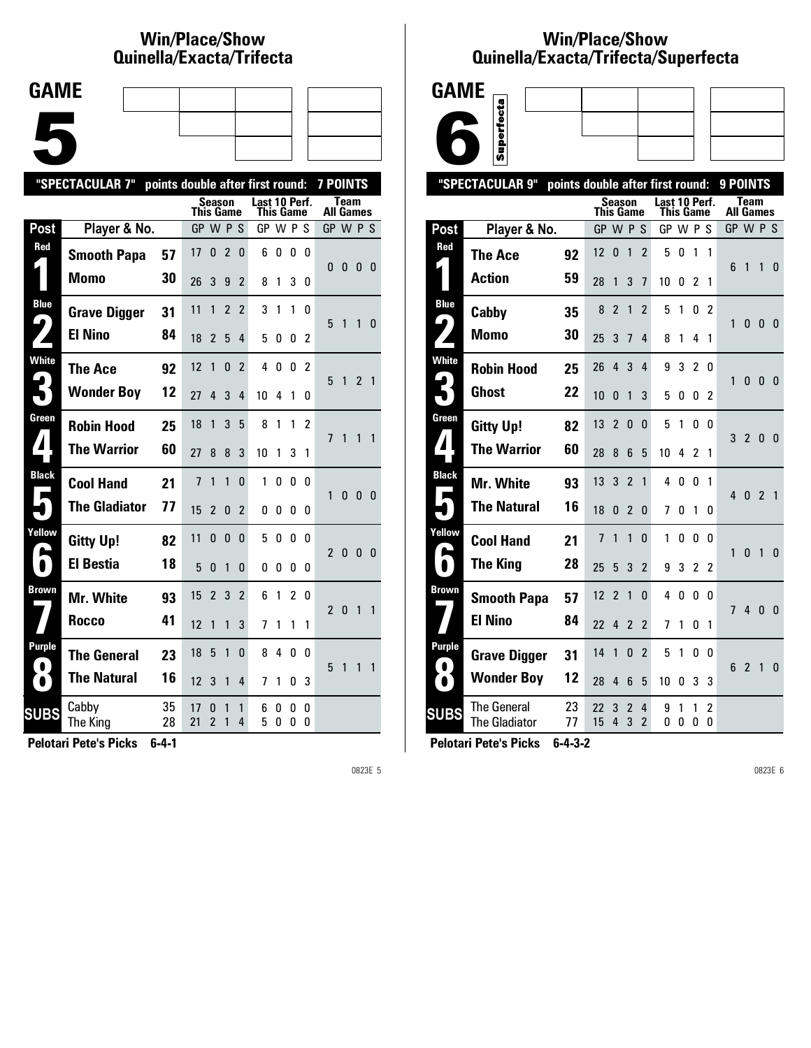## Win/Place/Show Quinella/Exacta/Trifecta

# GAME 5

**"SPECTACULAR 7" points double after first round: 7 POINTS**

| Post | Player & No. | | Season This Game GP | W | P | S | Last 10 Perf. This Game GP | W | P | S | Team All Games GP | W | P | S |
|---|---|---|---|---|---|---|---|---|---|---|---|---|---|---|
| Red 1 | Smooth Papa | 57 | 17 | 0 | 2 | 0 | 6 | 0 | 0 | 0 | 0 | 0 | 0 | 0 |
| | Momo | 30 | 26 | 3 | 9 | 2 | 8 | 1 | 3 | 0 | | | | |
| Blue 2 | Grave Digger | 31 | 11 | 1 | 2 | 2 | 3 | 1 | 1 | 0 | 5 | 1 | 1 | 0 |
| | El Nino | 84 | 18 | 2 | 5 | 4 | 5 | 0 | 0 | 2 | | | | |
| White 3 | The Ace | 92 | 12 | 1 | 0 | 2 | 4 | 0 | 0 | 2 | 5 | 1 | 2 | 1 |
| | Wonder Boy | 12 | 27 | 4 | 3 | 4 | 10 | 4 | 1 | 0 | | | | |
| Green 4 | Robin Hood | 25 | 18 | 1 | 3 | 5 | 8 | 1 | 1 | 2 | 7 | 1 | 1 | 1 |
| | The Warrior | 60 | 27 | 8 | 8 | 3 | 10 | 1 | 3 | 1 | | | | |
| Black 5 | Cool Hand | 21 | 7 | 1 | 1 | 0 | 1 | 0 | 0 | 0 | 1 | 0 | 0 | 0 |
| | The Gladiator | 77 | 15 | 2 | 0 | 2 | 0 | 0 | 0 | 0 | | | | |
| Yellow 6 | Gitty Up! | 82 | 11 | 0 | 0 | 0 | 5 | 0 | 0 | 0 | 2 | 0 | 0 | 0 |
| | El Bestia | 18 | 5 | 0 | 1 | 0 | 0 | 0 | 0 | 0 | | | | |
| Brown 7 | Mr. White | 93 | 15 | 2 | 3 | 2 | 6 | 1 | 2 | 0 | 2 | 0 | 1 | 1 |
| | Rocco | 41 | 12 | 1 | 1 | 3 | 7 | 1 | 1 | 1 | | | | |
| Purple 8 | The General | 23 | 18 | 5 | 1 | 0 | 8 | 4 | 0 | 0 | 5 | 1 | 1 | 1 |
| | The Natural | 16 | 12 | 3 | 1 | 4 | 7 | 1 | 0 | 3 | | | | |
| SUBS | Cabby | 35 | 17 | 0 | 1 | 1 | 6 | 0 | 0 | 0 | | | | |
| | The King | 28 | 21 | 2 | 1 | 4 | 5 | 0 | 0 | 0 | | | | |

**Pelotari Pete's Picks 6-4-1**

## Win/Place/Show Quinella/Exacta/Trifecta/Superfecta

# GAME 6 Superfecta

**"SPECTACULAR 9" points double after first round: 9 POINTS**

| Post | Player & No. | | Season This Game GP | W | P | S | Last 10 Perf. This Game GP | W | P | S | Team All Games GP | W | P | S |
|---|---|---|---|---|---|---|---|---|---|---|---|---|---|---|
| Red 1 | The Ace | 92 | 12 | 0 | 1 | 2 | 5 | 0 | 1 | 1 | 6 | 1 | 1 | 0 |
| | Action | 59 | 28 | 1 | 3 | 7 | 10 | 0 | 2 | 1 | | | | |
| Blue 2 | Cabby | 35 | 8 | 2 | 1 | 2 | 5 | 1 | 0 | 2 | 1 | 0 | 0 | 0 |
| | Momo | 30 | 25 | 3 | 7 | 4 | 8 | 1 | 4 | 1 | | | | |
| White 3 | Robin Hood | 25 | 26 | 4 | 3 | 4 | 9 | 3 | 2 | 0 | 1 | 0 | 0 | 0 |
| | Ghost | 22 | 10 | 0 | 1 | 3 | 5 | 0 | 0 | 2 | | | | |
| Green 4 | Gitty Up! | 82 | 13 | 2 | 0 | 0 | 5 | 1 | 0 | 0 | 3 | 2 | 0 | 0 |
| | The Warrior | 60 | 28 | 8 | 6 | 5 | 10 | 4 | 2 | 1 | | | | |
| Black 5 | Mr. White | 93 | 13 | 3 | 2 | 1 | 4 | 0 | 0 | 1 | 4 | 0 | 2 | 1 |
| | The Natural | 16 | 18 | 0 | 2 | 0 | 7 | 0 | 1 | 0 | | | | |
| Yellow 6 | Cool Hand | 21 | 7 | 1 | 1 | 0 | 1 | 0 | 0 | 0 | 1 | 0 | 1 | 0 |
| | The King | 28 | 25 | 5 | 3 | 2 | 9 | 3 | 2 | 2 | | | | |
| Brown 7 | Smooth Papa | 57 | 12 | 2 | 1 | 0 | 4 | 0 | 0 | 0 | 7 | 4 | 0 | 0 |
| | El Nino | 84 | 22 | 4 | 2 | 2 | 7 | 1 | 0 | 1 | | | | |
| Purple 8 | Grave Digger | 31 | 14 | 1 | 0 | 2 | 5 | 1 | 0 | 0 | 6 | 2 | 1 | 0 |
| | Wonder Boy | 12 | 28 | 4 | 6 | 5 | 10 | 0 | 3 | 3 | | | | |
| SUBS | The General | 23 | 22 | 3 | 2 | 4 | 9 | 1 | 1 | 2 | | | | |
| | The Gladiator | 77 | 15 | 4 | 3 | 2 | 0 | 0 | 0 | 0 | | | | |

**Pelotari Pete's Picks 6-4-3-2**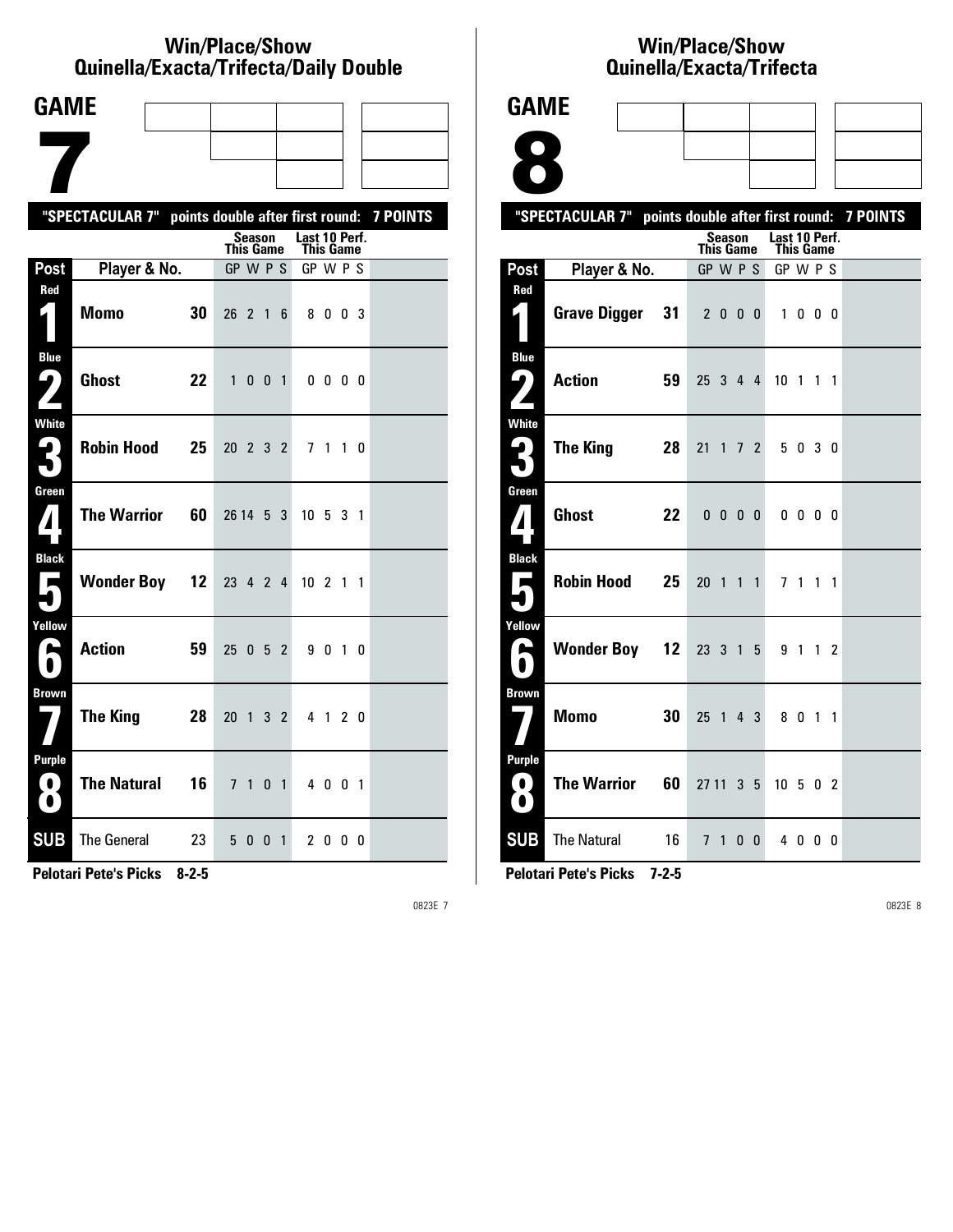## Win/Place/Show
## Quinella/Exacta/Trifecta/Daily Double

# GAME 7

"SPECTACULAR 7" points double after first round: 7 POINTS

| Post | Player & No. | | Season This Game GP W P S | Last 10 Perf. This Game GP W P S |
|---|---|---|---|---|
| Red 1 | **Momo** | **30** | 26 2 1 6 | 8 0 0 3 |
| Blue 2 | **Ghost** | **22** | 1 0 0 1 | 0 0 0 0 |
| White 3 | **Robin Hood** | **25** | 20 2 3 2 | 7 1 1 0 |
| Green 4 | **The Warrior** | **60** | 26 14 5 3 | 10 5 3 1 |
| Black 5 | **Wonder Boy** | **12** | 23 4 2 4 | 10 2 1 1 |
| Yellow 6 | **Action** | **59** | 25 0 5 2 | 9 0 1 0 |
| Brown 7 | **The King** | **28** | 20 1 3 2 | 4 1 2 0 |
| Purple 8 | **The Natural** | **16** | 7 1 0 1 | 4 0 0 1 |
| SUB | The General | 23 | 5 0 0 1 | 2 0 0 0 |

**Pelotari Pete's Picks 8-2-5**

## Win/Place/Show
## Quinella/Exacta/Trifecta

# GAME 8

"SPECTACULAR 7" points double after first round: 7 POINTS

| Post | Player & No. | | Season This Game GP W P S | Last 10 Perf. This Game GP W P S |
|---|---|---|---|---|
| Red 1 | **Grave Digger** | **31** | 2 0 0 0 | 1 0 0 0 |
| Blue 2 | **Action** | **59** | 25 3 4 4 | 10 1 1 1 |
| White 3 | **The King** | **28** | 21 1 7 2 | 5 0 3 0 |
| Green 4 | **Ghost** | **22** | 0 0 0 0 | 0 0 0 0 |
| Black 5 | **Robin Hood** | **25** | 20 1 1 1 | 7 1 1 1 |
| Yellow 6 | **Wonder Boy** | **12** | 23 3 1 5 | 9 1 1 2 |
| Brown 7 | **Momo** | **30** | 25 1 4 3 | 8 0 1 1 |
| Purple 8 | **The Warrior** | **60** | 27 11 3 5 | 10 5 0 2 |
| SUB | The Natural | 16 | 7 1 0 0 | 4 0 0 0 |

**Pelotari Pete's Picks 7-2-5**